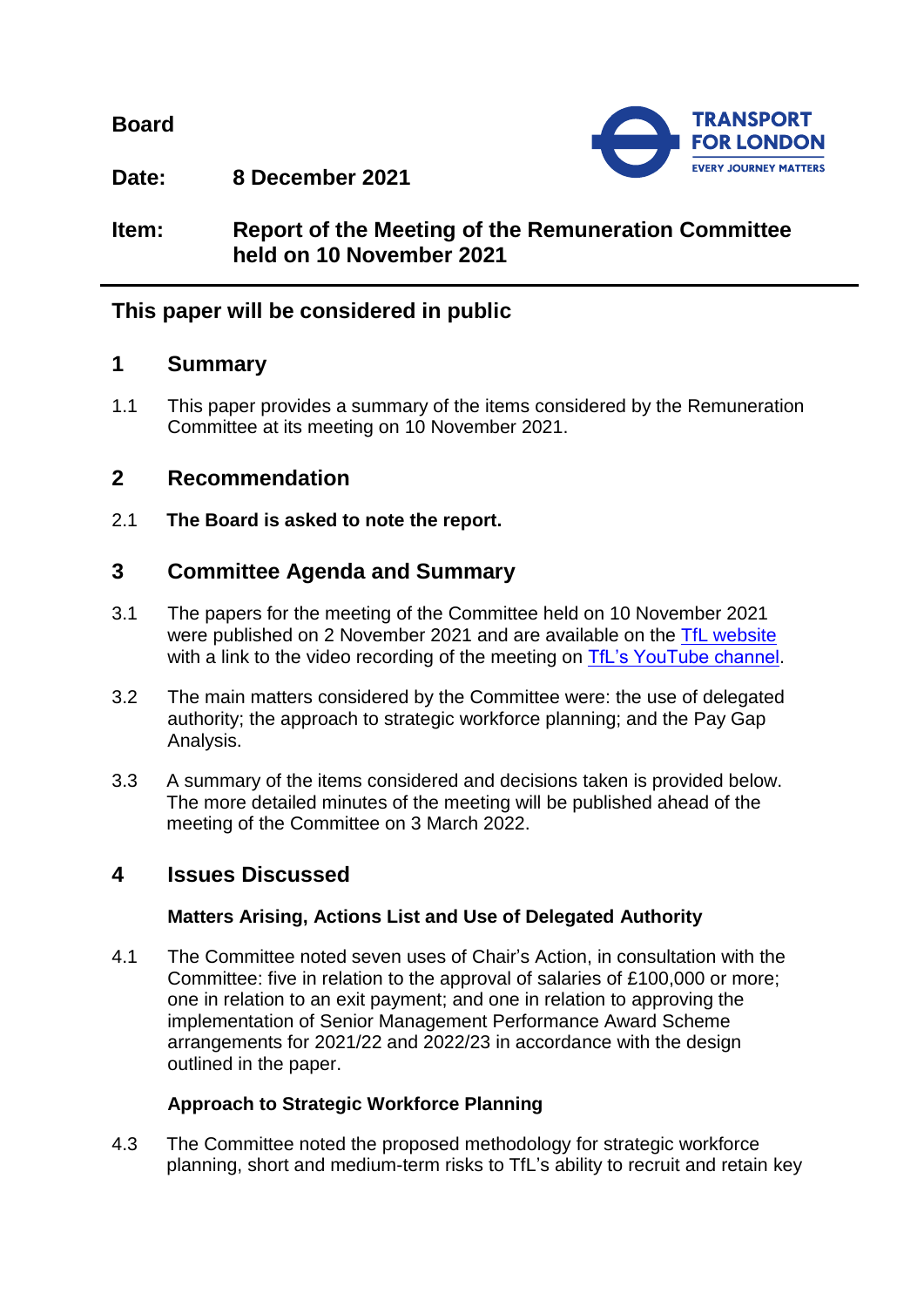**Board**

**Date:** **8 December 2021**

**Item:** **Report of the Meeting of the Remuneration Committee held on 10 November 2021**

## This paper will be considered in public

## 1 Summary

1.1 This paper provides a summary of the items considered by the Remuneration Committee at its meeting on 10 November 2021.

## 2 Recommendation

2.1 **The Board is asked to note the report.**

## 3 Committee Agenda and Summary

3.1 The papers for the meeting of the Committee held on 10 November 2021 were published on 2 November 2021 and are available on the TfL website with a link to the video recording of the meeting on TfL's YouTube channel.

3.2 The main matters considered by the Committee were: the use of delegated authority; the approach to strategic workforce planning; and the Pay Gap Analysis.

3.3 A summary of the items considered and decisions taken is provided below. The more detailed minutes of the meeting will be published ahead of the meeting of the Committee on 3 March 2022.

## 4 Issues Discussed

### Matters Arising, Actions List and Use of Delegated Authority

4.1 The Committee noted seven uses of Chair's Action, in consultation with the Committee: five in relation to the approval of salaries of £100,000 or more; one in relation to an exit payment; and one in relation to approving the implementation of Senior Management Performance Award Scheme arrangements for 2021/22 and 2022/23 in accordance with the design outlined in the paper.

### Approach to Strategic Workforce Planning

4.3 The Committee noted the proposed methodology for strategic workforce planning, short and medium-term risks to TfL's ability to recruit and retain key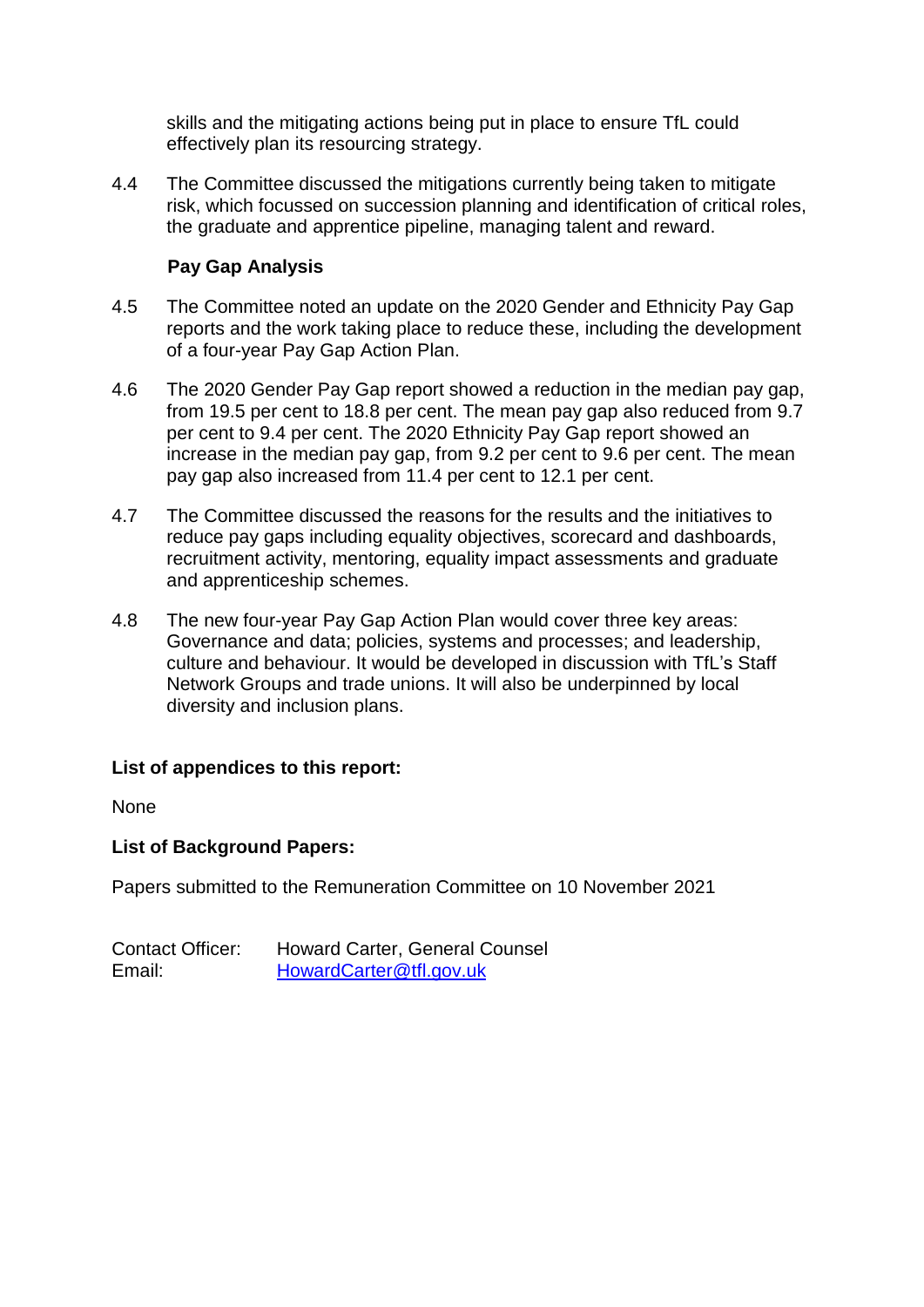skills and the mitigating actions being put in place to ensure TfL could effectively plan its resourcing strategy.

4.4 The Committee discussed the mitigations currently being taken to mitigate risk, which focussed on succession planning and identification of critical roles, the graduate and apprentice pipeline, managing talent and reward.

**Pay Gap Analysis**

4.5 The Committee noted an update on the 2020 Gender and Ethnicity Pay Gap reports and the work taking place to reduce these, including the development of a four-year Pay Gap Action Plan.

4.6 The 2020 Gender Pay Gap report showed a reduction in the median pay gap, from 19.5 per cent to 18.8 per cent. The mean pay gap also reduced from 9.7 per cent to 9.4 per cent. The 2020 Ethnicity Pay Gap report showed an increase in the median pay gap, from 9.2 per cent to 9.6 per cent. The mean pay gap also increased from 11.4 per cent to 12.1 per cent.

4.7 The Committee discussed the reasons for the results and the initiatives to reduce pay gaps including equality objectives, scorecard and dashboards, recruitment activity, mentoring, equality impact assessments and graduate and apprenticeship schemes.

4.8 The new four-year Pay Gap Action Plan would cover three key areas: Governance and data; policies, systems and processes; and leadership, culture and behaviour. It would be developed in discussion with TfL's Staff Network Groups and trade unions. It will also be underpinned by local diversity and inclusion plans.

**List of appendices to this report:**

None

**List of Background Papers:**

Papers submitted to the Remuneration Committee on 10 November 2021

Contact Officer: Howard Carter, General Counsel
Email: HowardCarter@tfl.gov.uk